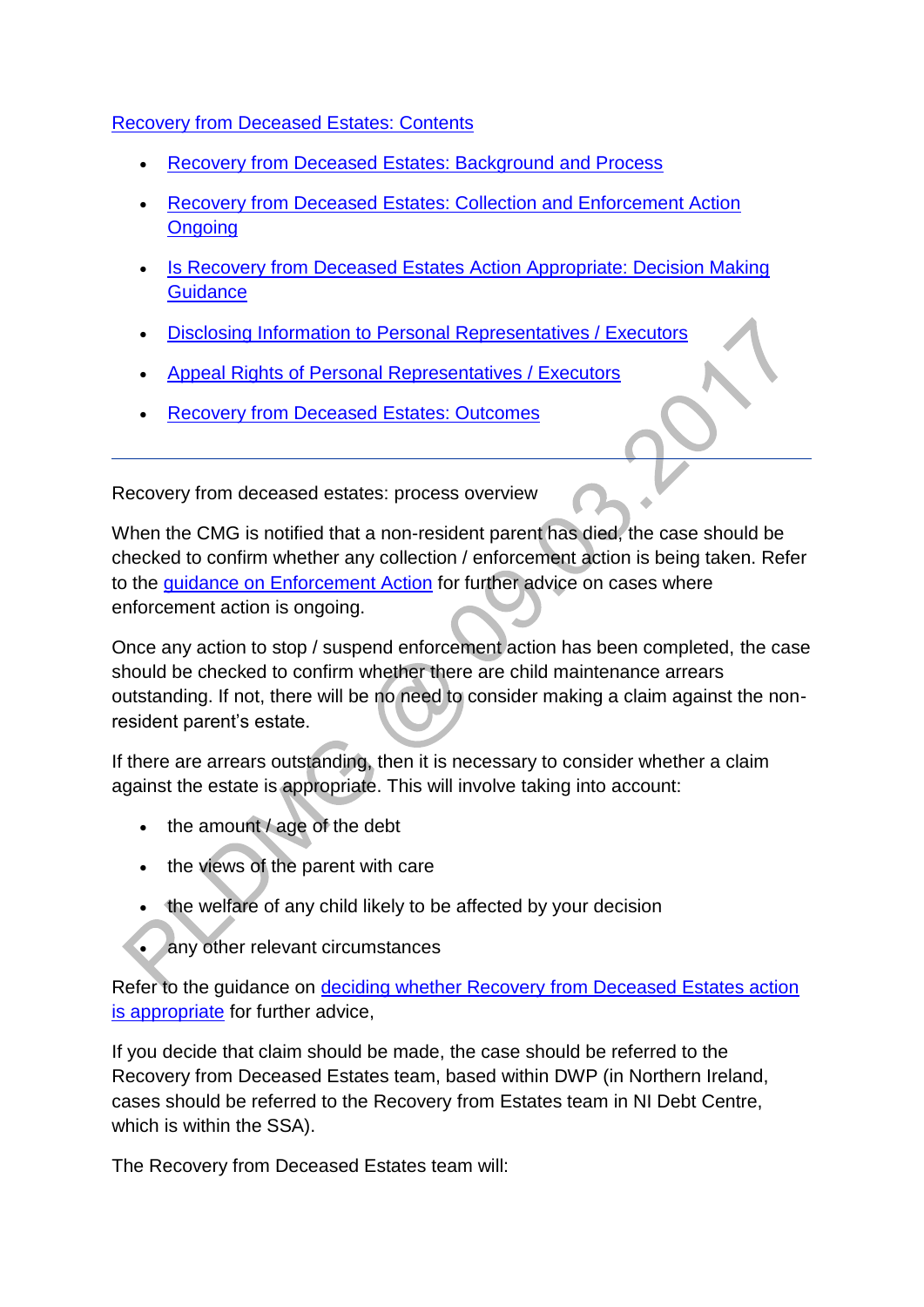[Recovery from Deceased Estates: Contents](#)

- [Recovery from Deceased Estates: Background and Process](#)
- [Recovery from Deceased Estates: Collection and Enforcement Action Ongoing](#)
- [Is Recovery from Deceased Estates Action Appropriate: Decision Making Guidance](#)
- [Disclosing Information to Personal Representatives / Executors](#)
- [Appeal Rights of Personal Representatives / Executors](#)
- [Recovery from Deceased Estates: Outcomes](#)

---

Recovery from deceased estates: process overview

When the CMG is notified that a non-resident parent has died, the case should be checked to confirm whether any collection / enforcement action is being taken. Refer to the [guidance on Enforcement Action](#) for further advice on cases where enforcement action is ongoing.

Once any action to stop / suspend enforcement action has been completed, the case should be checked to confirm whether there are child maintenance arrears outstanding. If not, there will be no need to consider making a claim against the non-resident parent's estate.

If there are arrears outstanding, then it is necessary to consider whether a claim against the estate is appropriate. This will involve taking into account:

- the amount / age of the debt
- the views of the parent with care
- the welfare of any child likely to be affected by your decision
- any other relevant circumstances

Refer to the guidance on [deciding whether Recovery from Deceased Estates action is appropriate](#) for further advice,

If you decide that claim should be made, the case should be referred to the Recovery from Deceased Estates team, based within DWP (in Northern Ireland, cases should be referred to the Recovery from Estates team in NI Debt Centre, which is within the SSA).

The Recovery from Deceased Estates team will: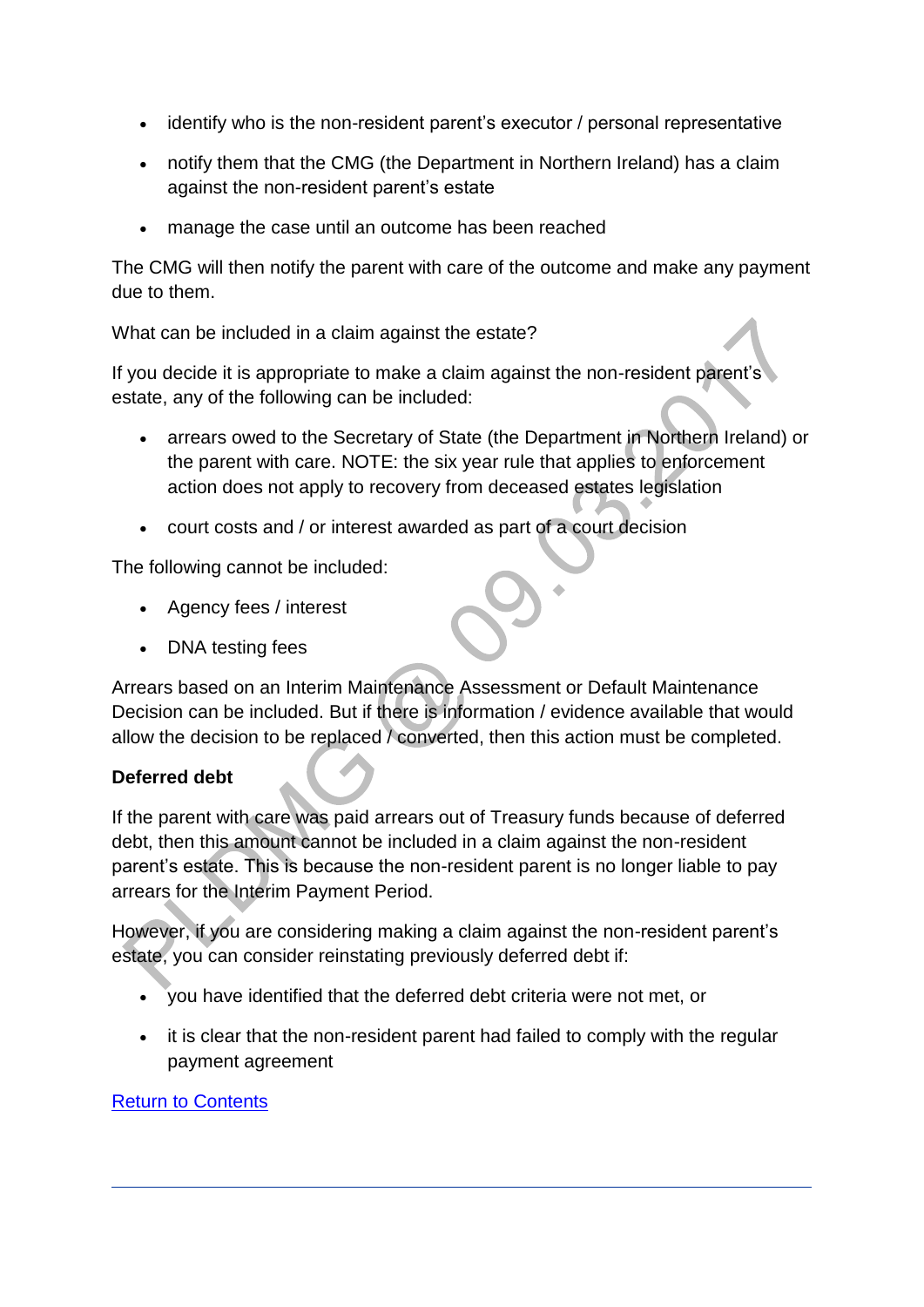- identify who is the non-resident parent's executor / personal representative
- notify them that the CMG (the Department in Northern Ireland) has a claim against the non-resident parent's estate
- manage the case until an outcome has been reached

The CMG will then notify the parent with care of the outcome and make any payment due to them.

What can be included in a claim against the estate?

If you decide it is appropriate to make a claim against the non-resident parent's estate, any of the following can be included:

- arrears owed to the Secretary of State (the Department in Northern Ireland) or the parent with care. NOTE: the six year rule that applies to enforcement action does not apply to recovery from deceased estates legislation
- court costs and / or interest awarded as part of a court decision

The following cannot be included:

- Agency fees / interest
- DNA testing fees

Arrears based on an Interim Maintenance Assessment or Default Maintenance Decision can be included. But if there is information / evidence available that would allow the decision to be replaced / converted, then this action must be completed.

**Deferred debt**

If the parent with care was paid arrears out of Treasury funds because of deferred debt, then this amount cannot be included in a claim against the non-resident parent's estate. This is because the non-resident parent is no longer liable to pay arrears for the Interim Payment Period.

However, if you are considering making a claim against the non-resident parent's estate, you can consider reinstating previously deferred debt if:

- you have identified that the deferred debt criteria were not met, or
- it is clear that the non-resident parent had failed to comply with the regular payment agreement

[Return to Contents]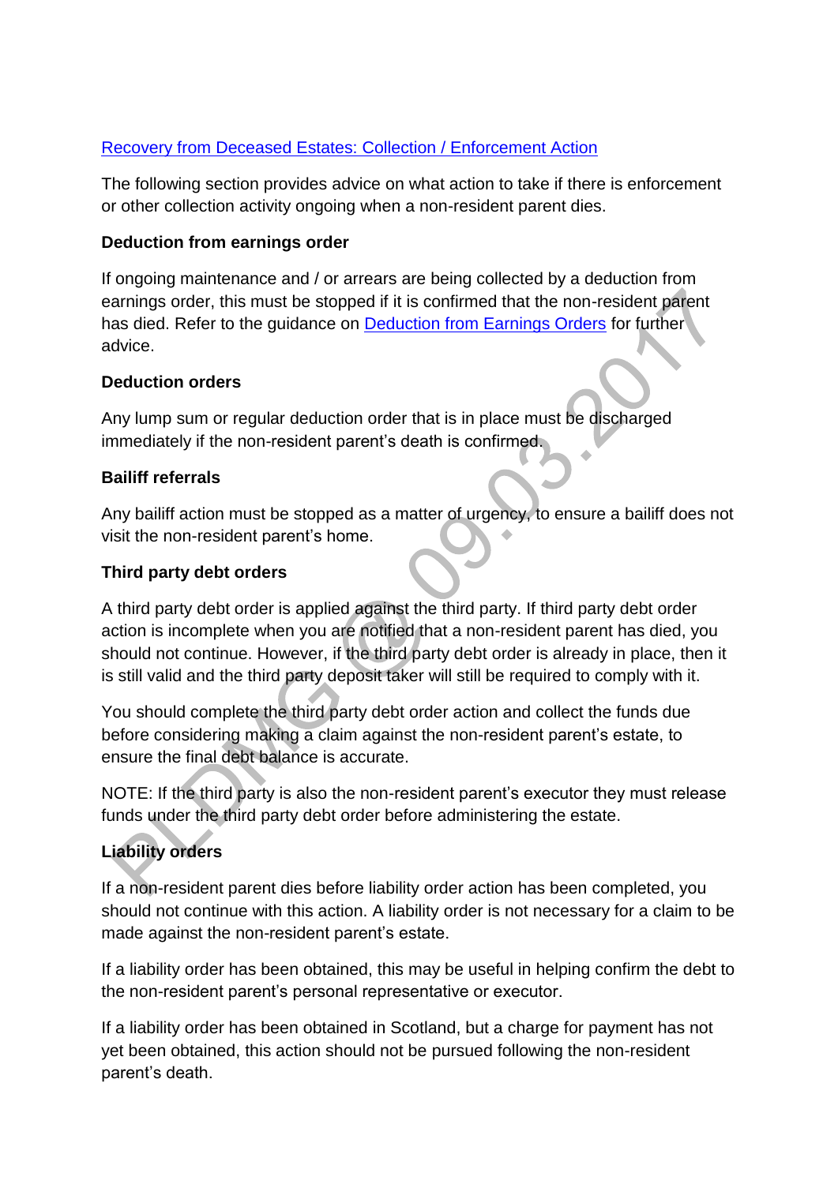[Recovery from Deceased Estates: Collection / Enforcement Action]

The following section provides advice on what action to take if there is enforcement or other collection activity ongoing when a non-resident parent dies.

**Deduction from earnings order**

If ongoing maintenance and / or arrears are being collected by a deduction from earnings order, this must be stopped if it is confirmed that the non-resident parent has died. Refer to the guidance on [Deduction from Earnings Orders] for further advice.

**Deduction orders**

Any lump sum or regular deduction order that is in place must be discharged immediately if the non-resident parent's death is confirmed.

**Bailiff referrals**

Any bailiff action must be stopped as a matter of urgency, to ensure a bailiff does not visit the non-resident parent's home.

**Third party debt orders**

A third party debt order is applied against the third party. If third party debt order action is incomplete when you are notified that a non-resident parent has died, you should not continue. However, if the third party debt order is already in place, then it is still valid and the third party deposit taker will still be required to comply with it.

You should complete the third party debt order action and collect the funds due before considering making a claim against the non-resident parent's estate, to ensure the final debt balance is accurate.

NOTE: If the third party is also the non-resident parent's executor they must release funds under the third party debt order before administering the estate.

**Liability orders**

If a non-resident parent dies before liability order action has been completed, you should not continue with this action. A liability order is not necessary for a claim to be made against the non-resident parent's estate.

If a liability order has been obtained, this may be useful in helping confirm the debt to the non-resident parent's personal representative or executor.

If a liability order has been obtained in Scotland, but a charge for payment has not yet been obtained, this action should not be pursued following the non-resident parent's death.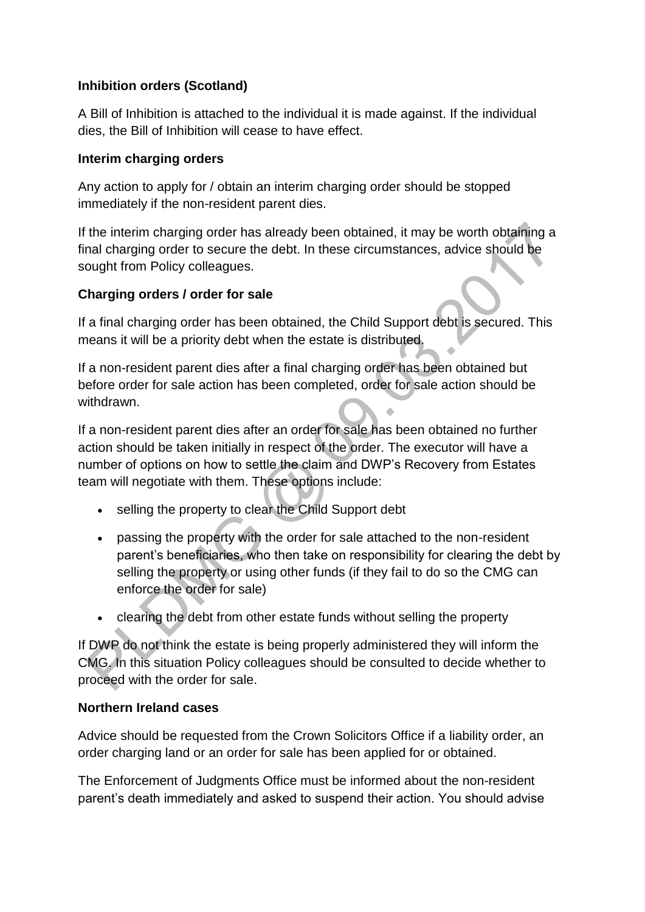**Inhibition orders (Scotland)**

A Bill of Inhibition is attached to the individual it is made against. If the individual dies, the Bill of Inhibition will cease to have effect.

**Interim charging orders**

Any action to apply for / obtain an interim charging order should be stopped immediately if the non-resident parent dies.

If the interim charging order has already been obtained, it may be worth obtaining a final charging order to secure the debt. In these circumstances, advice should be sought from Policy colleagues.

**Charging orders / order for sale**

If a final charging order has been obtained, the Child Support debt is secured. This means it will be a priority debt when the estate is distributed.

If a non-resident parent dies after a final charging order has been obtained but before order for sale action has been completed, order for sale action should be withdrawn.

If a non-resident parent dies after an order for sale has been obtained no further action should be taken initially in respect of the order. The executor will have a number of options on how to settle the claim and DWP's Recovery from Estates team will negotiate with them. These options include:

- selling the property to clear the Child Support debt
- passing the property with the order for sale attached to the non-resident parent's beneficiaries, who then take on responsibility for clearing the debt by selling the property or using other funds (if they fail to do so the CMG can enforce the order for sale)
- clearing the debt from other estate funds without selling the property

If DWP do not think the estate is being properly administered they will inform the CMG. In this situation Policy colleagues should be consulted to decide whether to proceed with the order for sale.

**Northern Ireland cases**

Advice should be requested from the Crown Solicitors Office if a liability order, an order charging land or an order for sale has been applied for or obtained.

The Enforcement of Judgments Office must be informed about the non-resident parent's death immediately and asked to suspend their action. You should advise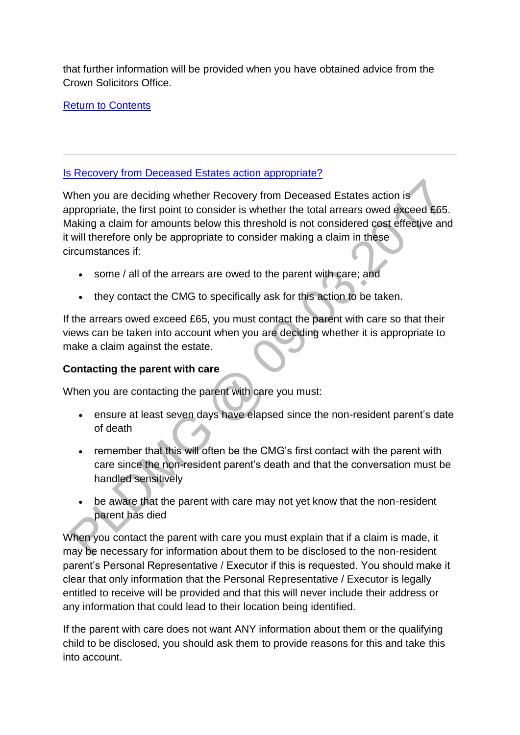that further information will be provided when you have obtained advice from the Crown Solicitors Office.

Return to Contents

---

## Is Recovery from Deceased Estates action appropriate?

When you are deciding whether Recovery from Deceased Estates action is appropriate, the first point to consider is whether the total arrears owed exceed £65. Making a claim for amounts below this threshold is not considered cost effective and it will therefore only be appropriate to consider making a claim in these circumstances if:

- some / all of the arrears are owed to the parent with care; and
- they contact the CMG to specifically ask for this action to be taken.

If the arrears owed exceed £65, you must contact the parent with care so that their views can be taken into account when you are deciding whether it is appropriate to make a claim against the estate.

**Contacting the parent with care**

When you are contacting the parent with care you must:

- ensure at least seven days have elapsed since the non-resident parent's date of death
- remember that this will often be the CMG's first contact with the parent with care since the non-resident parent's death and that the conversation must be handled sensitively
- be aware that the parent with care may not yet know that the non-resident parent has died

When you contact the parent with care you must explain that if a claim is made, it may be necessary for information about them to be disclosed to the non-resident parent's Personal Representative / Executor if this is requested. You should make it clear that only information that the Personal Representative / Executor is legally entitled to receive will be provided and that this will never include their address or any information that could lead to their location being identified.

If the parent with care does not want ANY information about them or the qualifying child to be disclosed, you should ask them to provide reasons for this and take this into account.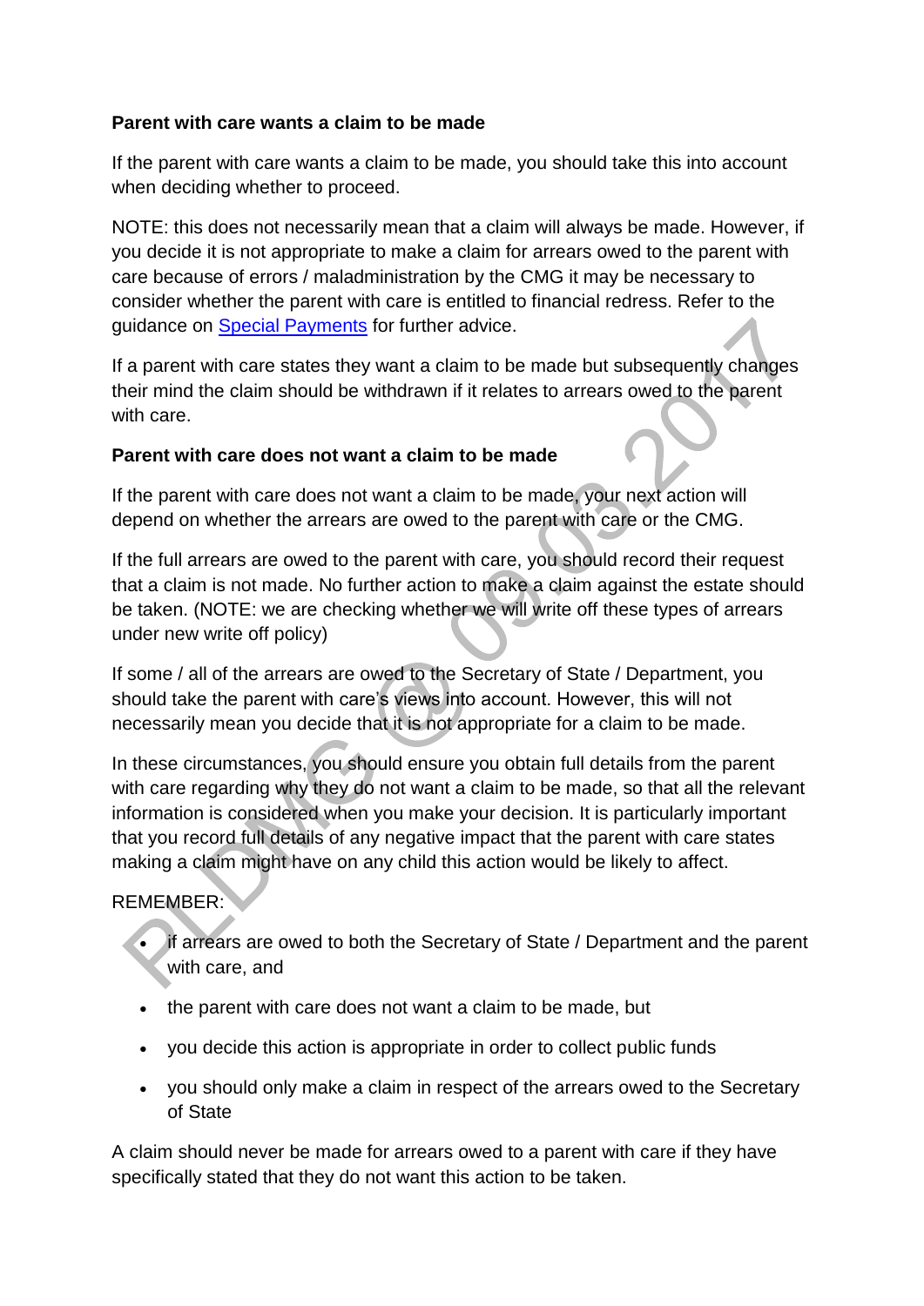**Parent with care wants a claim to be made**

If the parent with care wants a claim to be made, you should take this into account when deciding whether to proceed.

NOTE: this does not necessarily mean that a claim will always be made. However, if you decide it is not appropriate to make a claim for arrears owed to the parent with care because of errors / maladministration by the CMG it may be necessary to consider whether the parent with care is entitled to financial redress. Refer to the guidance on Special Payments for further advice.

If a parent with care states they want a claim to be made but subsequently changes their mind the claim should be withdrawn if it relates to arrears owed to the parent with care.

**Parent with care does not want a claim to be made**

If the parent with care does not want a claim to be made, your next action will depend on whether the arrears are owed to the parent with care or the CMG.

If the full arrears are owed to the parent with care, you should record their request that a claim is not made. No further action to make a claim against the estate should be taken. (NOTE: we are checking whether we will write off these types of arrears under new write off policy)

If some / all of the arrears are owed to the Secretary of State / Department, you should take the parent with care's views into account. However, this will not necessarily mean you decide that it is not appropriate for a claim to be made.

In these circumstances, you should ensure you obtain full details from the parent with care regarding why they do not want a claim to be made, so that all the relevant information is considered when you make your decision. It is particularly important that you record full details of any negative impact that the parent with care states making a claim might have on any child this action would be likely to affect.

REMEMBER:

- if arrears are owed to both the Secretary of State / Department and the parent with care, and
- the parent with care does not want a claim to be made, but
- you decide this action is appropriate in order to collect public funds
- you should only make a claim in respect of the arrears owed to the Secretary of State

A claim should never be made for arrears owed to a parent with care if they have specifically stated that they do not want this action to be taken.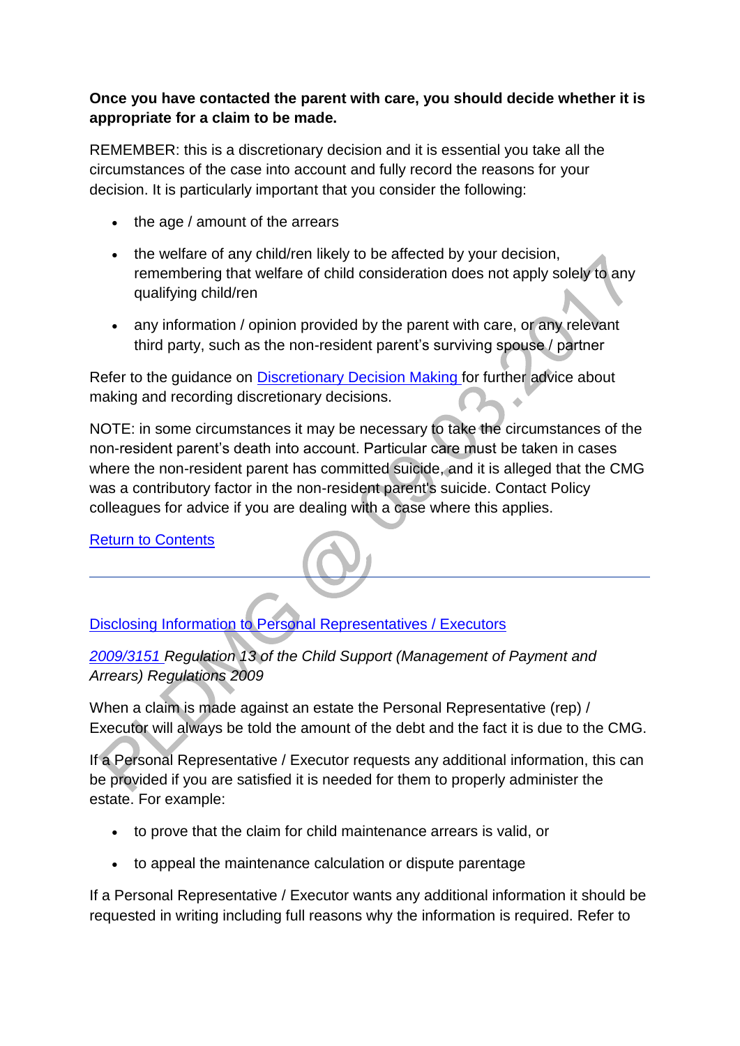**Once you have contacted the parent with care, you should decide whether it is appropriate for a claim to be made.**

REMEMBER: this is a discretionary decision and it is essential you take all the circumstances of the case into account and fully record the reasons for your decision. It is particularly important that you consider the following:

- the age / amount of the arrears
- the welfare of any child/ren likely to be affected by your decision, remembering that welfare of child consideration does not apply solely to any qualifying child/ren
- any information / opinion provided by the parent with care, or any relevant third party, such as the non-resident parent's surviving spouse / partner

Refer to the guidance on Discretionary Decision Making for further advice about making and recording discretionary decisions.

NOTE: in some circumstances it may be necessary to take the circumstances of the non-resident parent's death into account. Particular care must be taken in cases where the non-resident parent has committed suicide, and it is alleged that the CMG was a contributory factor in the non-resident parent's suicide. Contact Policy colleagues for advice if you are dealing with a case where this applies.

Return to Contents

---

## Disclosing Information to Personal Representatives / Executors

*2009/3151 Regulation 13 of the Child Support (Management of Payment and Arrears) Regulations 2009*

When a claim is made against an estate the Personal Representative (rep) / Executor will always be told the amount of the debt and the fact it is due to the CMG.

If a Personal Representative / Executor requests any additional information, this can be provided if you are satisfied it is needed for them to properly administer the estate. For example:

- to prove that the claim for child maintenance arrears is valid, or
- to appeal the maintenance calculation or dispute parentage

If a Personal Representative / Executor wants any additional information it should be requested in writing including full reasons why the information is required. Refer to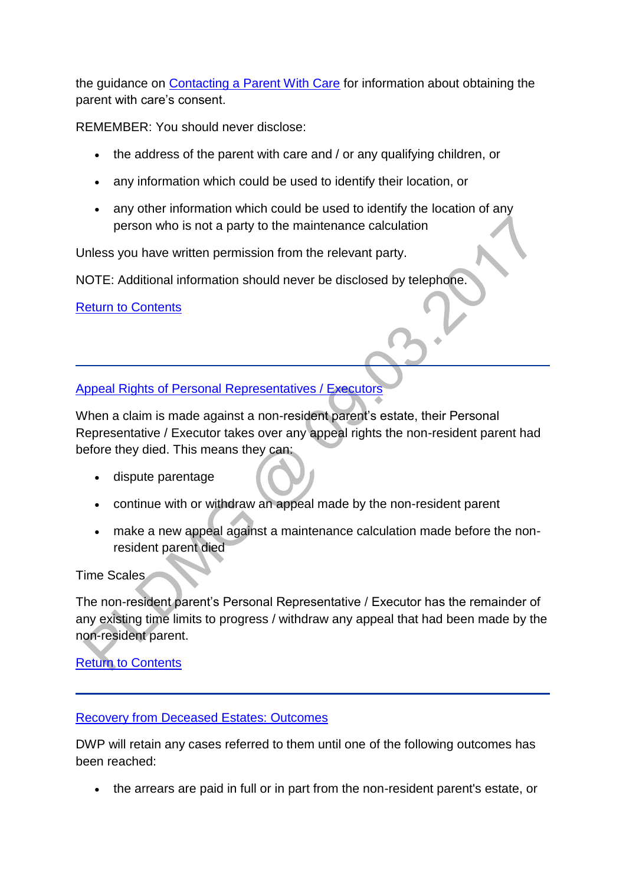the guidance on [Contacting a Parent With Care]() for information about obtaining the parent with care's consent.

REMEMBER: You should never disclose:

- the address of the parent with care and / or any qualifying children, or
- any information which could be used to identify their location, or
- any other information which could be used to identify the location of any person who is not a party to the maintenance calculation

Unless you have written permission from the relevant party.

NOTE: Additional information should never be disclosed by telephone.

[Return to Contents]()

---

## [Appeal Rights of Personal Representatives / Executors]()

When a claim is made against a non-resident parent's estate, their Personal Representative / Executor takes over any appeal rights the non-resident parent had before they died. This means they can:

- dispute parentage
- continue with or withdraw an appeal made by the non-resident parent
- make a new appeal against a maintenance calculation made before the non-resident parent died

Time Scales

The non-resident parent's Personal Representative / Executor has the remainder of any existing time limits to progress / withdraw any appeal that had been made by the non-resident parent.

[Return to Contents]()

---

## [Recovery from Deceased Estates: Outcomes]()

DWP will retain any cases referred to them until one of the following outcomes has been reached:

- the arrears are paid in full or in part from the non-resident parent's estate, or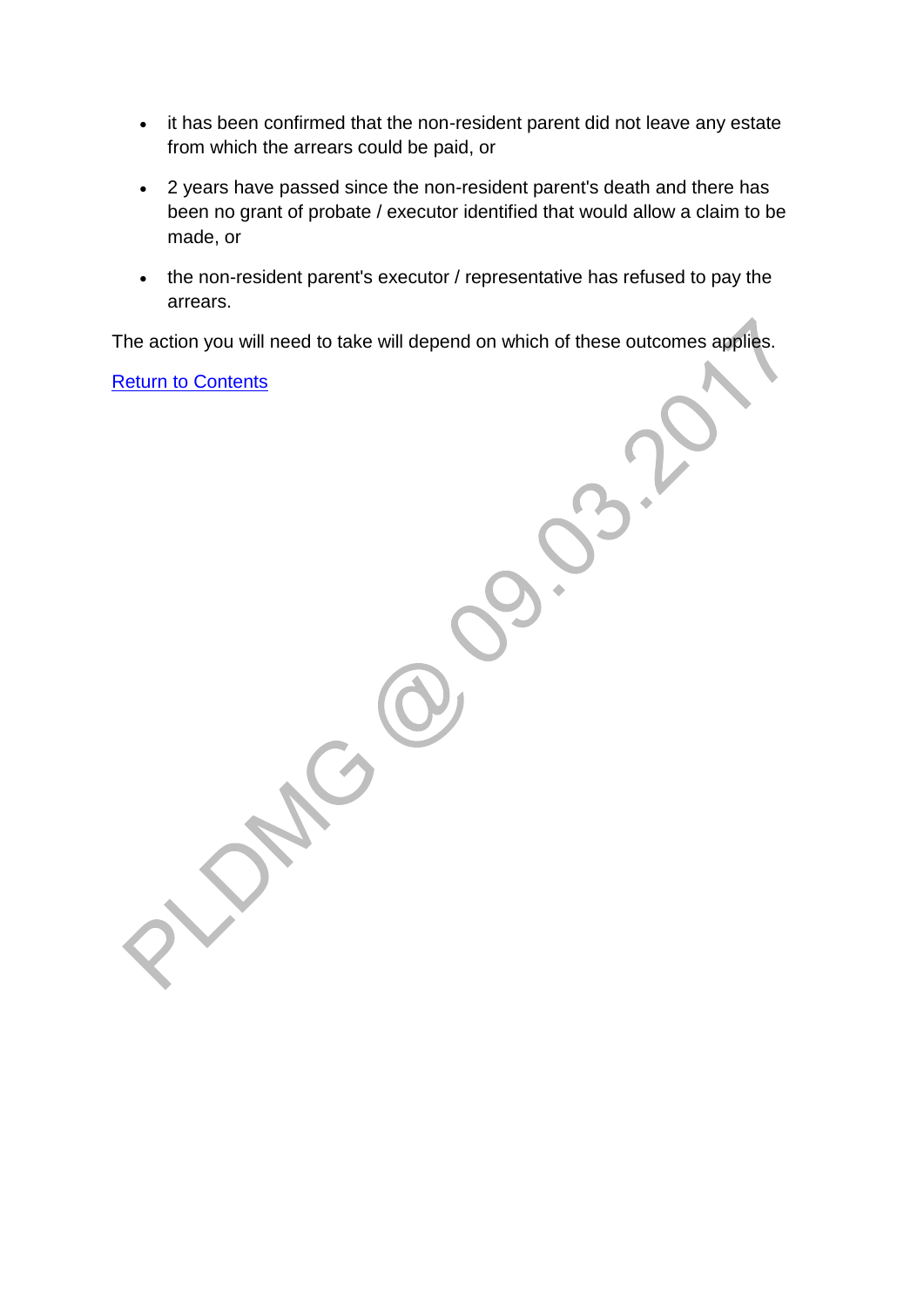- it has been confirmed that the non-resident parent did not leave any estate from which the arrears could be paid, or
- 2 years have passed since the non-resident parent's death and there has been no grant of probate / executor identified that would allow a claim to be made, or
- the non-resident parent's executor / representative has refused to pay the arrears.

The action you will need to take will depend on which of these outcomes applies.

Return to Contents